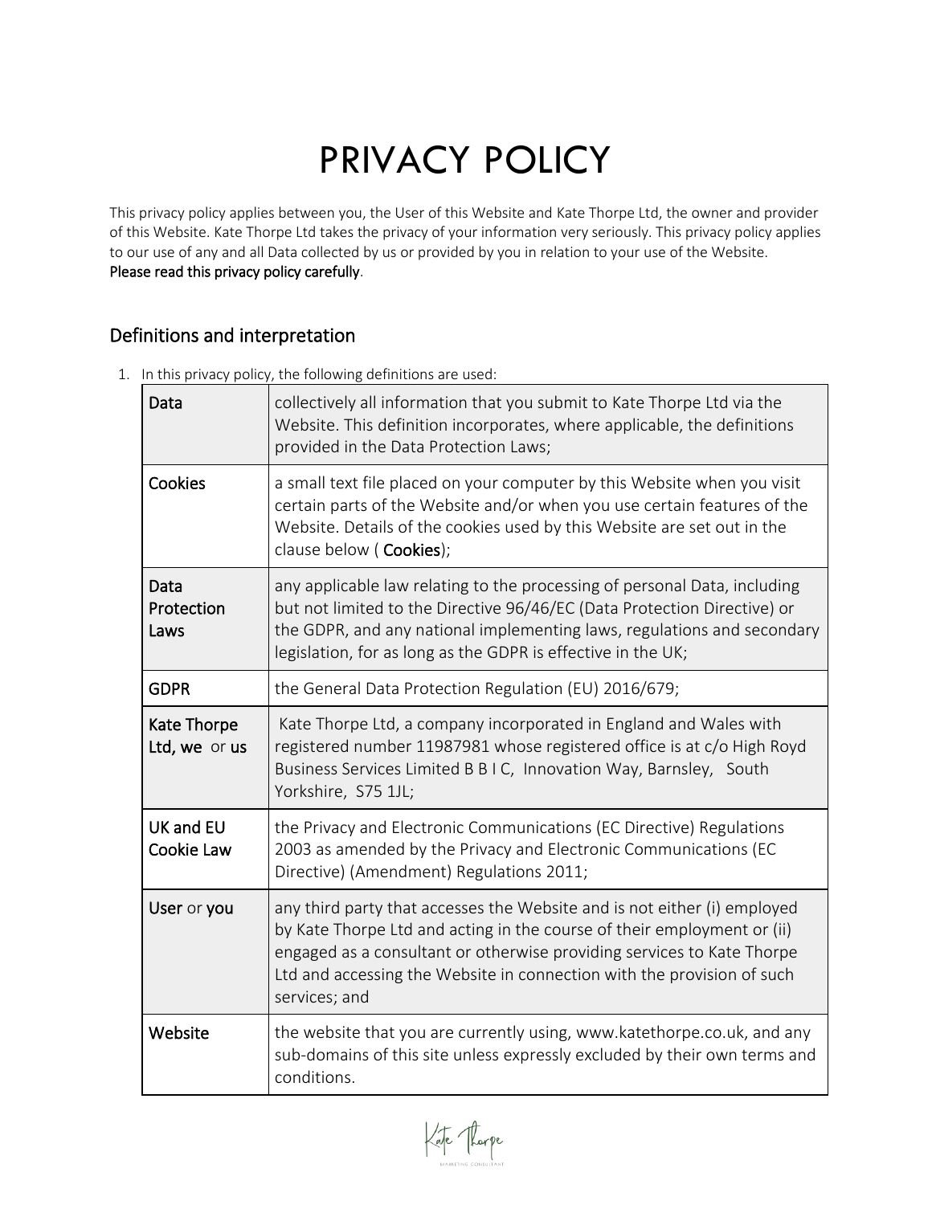# PRIVACY POLICY

This privacy policy applies between you, the User of this Website and Kate Thorpe Ltd, the owner and provider of this Website. Kate Thorpe Ltd takes the privacy of your information very seriously. This privacy policy applies to our use of any and all Data collected by us or provided by you in relation to your use of the Website. **Please read this privacy policy carefully**.

## Definitions and interpretation

1. In this privacy policy, the following definitions are used:

| | |
|---|---|
| **Data** | collectively all information that you submit to Kate Thorpe Ltd via the Website. This definition incorporates, where applicable, the definitions provided in the Data Protection Laws; |
| **Cookies** | a small text file placed on your computer by this Website when you visit certain parts of the Website and/or when you use certain features of the Website. Details of the cookies used by this Website are set out in the clause below ( **Cookies**); |
| **Data Protection Laws** | any applicable law relating to the processing of personal Data, including but not limited to the Directive 96/46/EC (Data Protection Directive) or the GDPR, and any national implementing laws, regulations and secondary legislation, for as long as the GDPR is effective in the UK; |
| **GDPR** | the General Data Protection Regulation (EU) 2016/679; |
| **Kate Thorpe Ltd, we** or **us** | Kate Thorpe Ltd, a company incorporated in England and Wales with registered number 11987981 whose registered office is at c/o High Royd Business Services Limited B B I C, Innovation Way, Barnsley, South Yorkshire, S75 1JL; |
| **UK and EU Cookie Law** | the Privacy and Electronic Communications (EC Directive) Regulations 2003 as amended by the Privacy and Electronic Communications (EC Directive) (Amendment) Regulations 2011; |
| **User** or **you** | any third party that accesses the Website and is not either (i) employed by Kate Thorpe Ltd and acting in the course of their employment or (ii) engaged as a consultant or otherwise providing services to Kate Thorpe Ltd and accessing the Website in connection with the provision of such services; and |
| **Website** | the website that you are currently using, www.katethorpe.co.uk, and any sub-domains of this site unless expressly excluded by their own terms and conditions. |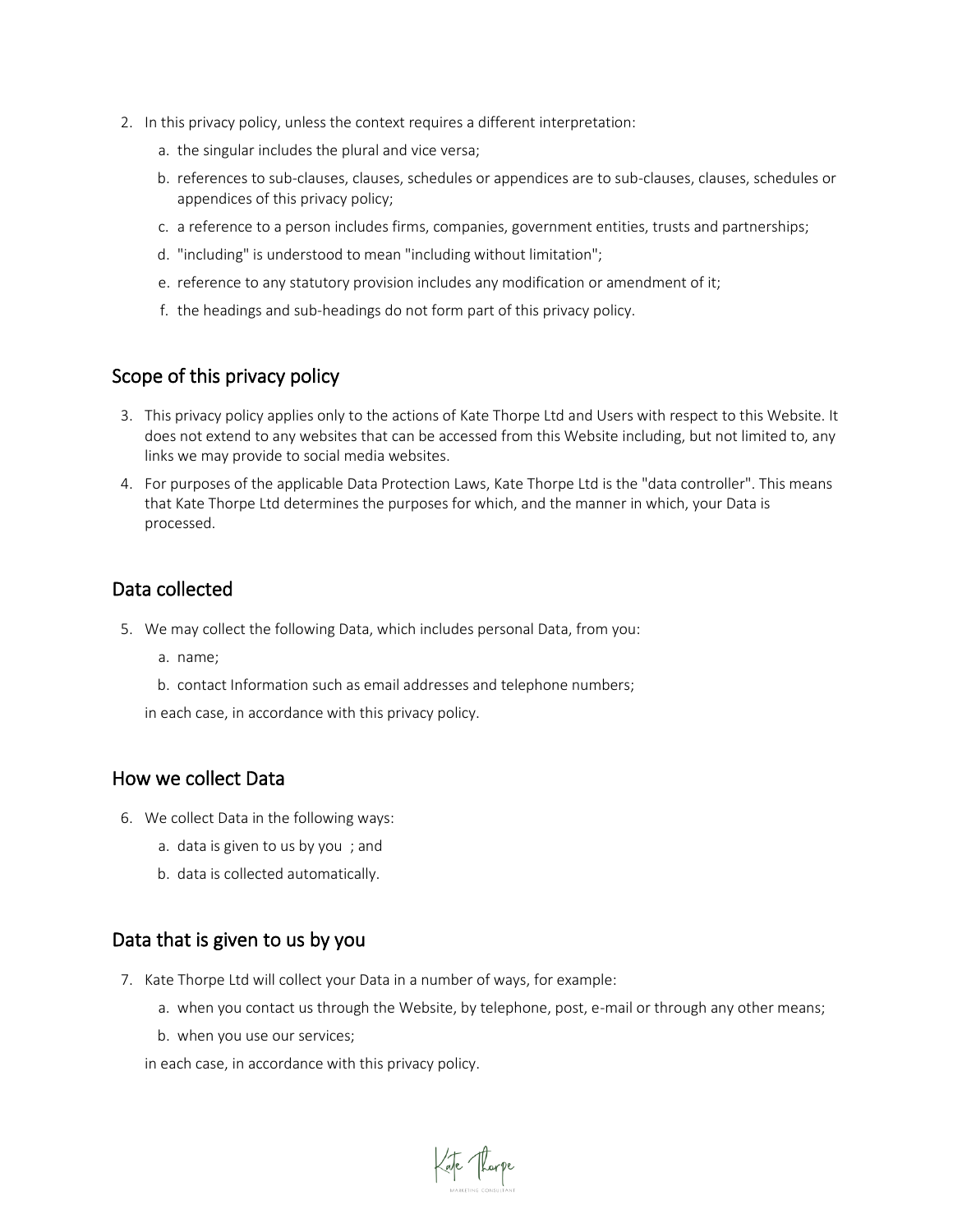2. In this privacy policy, unless the context requires a different interpretation:
    a. the singular includes the plural and vice versa;
    b. references to sub-clauses, clauses, schedules or appendices are to sub-clauses, clauses, schedules or appendices of this privacy policy;
    c. a reference to a person includes firms, companies, government entities, trusts and partnerships;
    d. "including" is understood to mean "including without limitation";
    e. reference to any statutory provision includes any modification or amendment of it;
    f. the headings and sub-headings do not form part of this privacy policy.

## Scope of this privacy policy

3. This privacy policy applies only to the actions of Kate Thorpe Ltd and Users with respect to this Website. It does not extend to any websites that can be accessed from this Website including, but not limited to, any links we may provide to social media websites.
4. For purposes of the applicable Data Protection Laws, Kate Thorpe Ltd is the "data controller". This means that Kate Thorpe Ltd determines the purposes for which, and the manner in which, your Data is processed.

## Data collected

5. We may collect the following Data, which includes personal Data, from you:
    a. name;
    b. contact Information such as email addresses and telephone numbers;

    in each case, in accordance with this privacy policy.

## How we collect Data

6. We collect Data in the following ways:
    a. data is given to us by you ; and
    b. data is collected automatically.

## Data that is given to us by you

7. Kate Thorpe Ltd will collect your Data in a number of ways, for example:
    a. when you contact us through the Website, by telephone, post, e-mail or through any other means;
    b. when you use our services;

    in each case, in accordance with this privacy policy.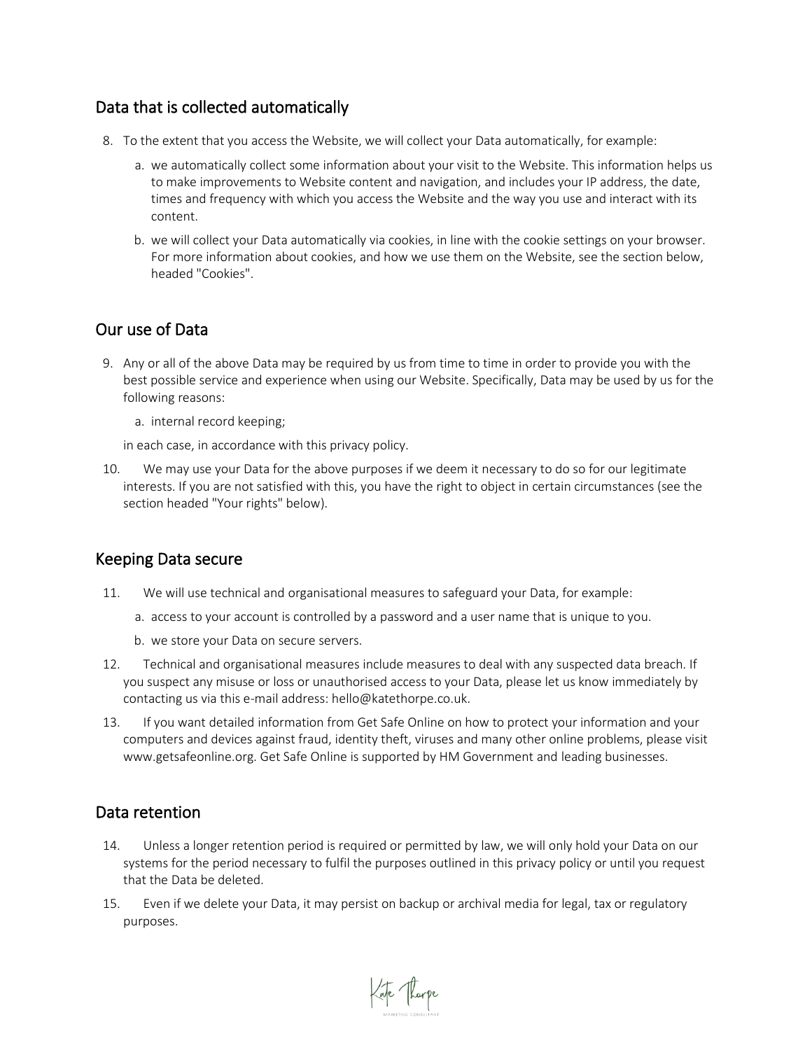## Data that is collected automatically

8. To the extent that you access the Website, we will collect your Data automatically, for example:
    a. we automatically collect some information about your visit to the Website. This information helps us to make improvements to Website content and navigation, and includes your IP address, the date, times and frequency with which you access the Website and the way you use and interact with its content.
    b. we will collect your Data automatically via cookies, in line with the cookie settings on your browser. For more information about cookies, and how we use them on the Website, see the section below, headed "Cookies".

## Our use of Data

9. Any or all of the above Data may be required by us from time to time in order to provide you with the best possible service and experience when using our Website. Specifically, Data may be used by us for the following reasons:
    a. internal record keeping;

    in each case, in accordance with this privacy policy.

10. We may use your Data for the above purposes if we deem it necessary to do so for our legitimate interests. If you are not satisfied with this, you have the right to object in certain circumstances (see the section headed "Your rights" below).

## Keeping Data secure

11. We will use technical and organisational measures to safeguard your Data, for example:
    a. access to your account is controlled by a password and a user name that is unique to you.
    b. we store your Data on secure servers.
12. Technical and organisational measures include measures to deal with any suspected data breach. If you suspect any misuse or loss or unauthorised access to your Data, please let us know immediately by contacting us via this e-mail address: hello@katethorpe.co.uk.
13. If you want detailed information from Get Safe Online on how to protect your information and your computers and devices against fraud, identity theft, viruses and many other online problems, please visit www.getsafeonline.org. Get Safe Online is supported by HM Government and leading businesses.

## Data retention

14. Unless a longer retention period is required or permitted by law, we will only hold your Data on our systems for the period necessary to fulfil the purposes outlined in this privacy policy or until you request that the Data be deleted.
15. Even if we delete your Data, it may persist on backup or archival media for legal, tax or regulatory purposes.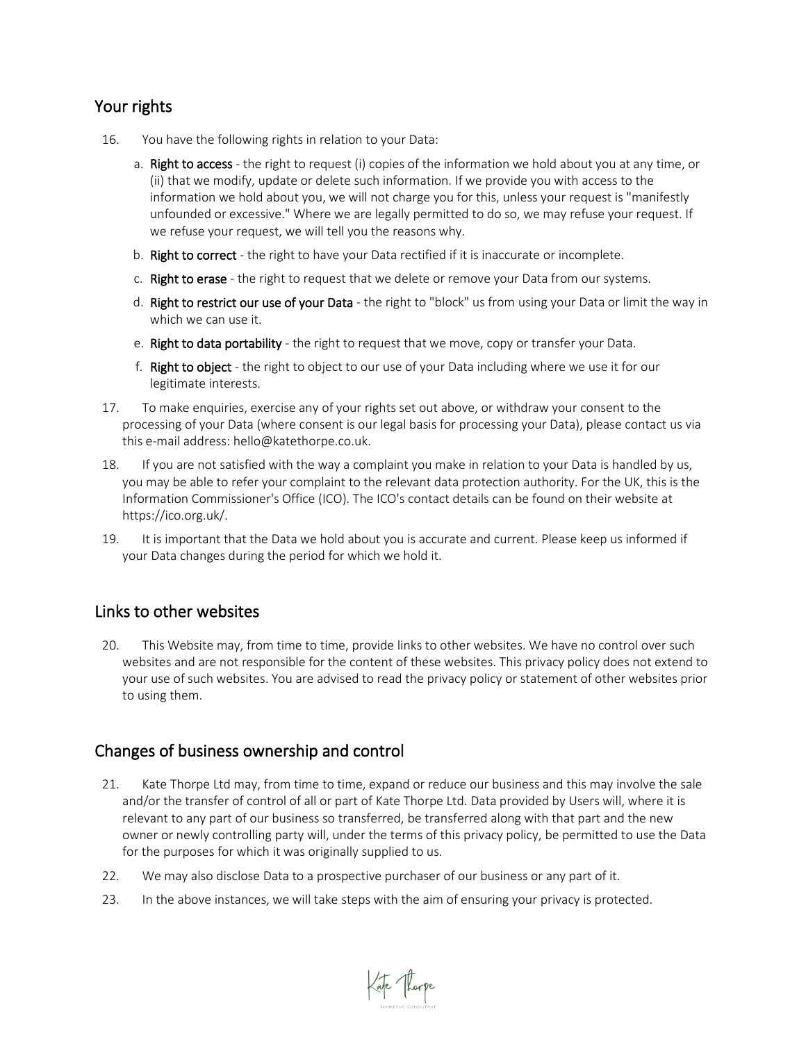## Your rights

16. You have the following rights in relation to your Data:

    a. **Right to access** - the right to request (i) copies of the information we hold about you at any time, or (ii) that we modify, update or delete such information. If we provide you with access to the information we hold about you, we will not charge you for this, unless your request is "manifestly unfounded or excessive." Where we are legally permitted to do so, we may refuse your request. If we refuse your request, we will tell you the reasons why.

    b. **Right to correct** - the right to have your Data rectified if it is inaccurate or incomplete.

    c. **Right to erase** - the right to request that we delete or remove your Data from our systems.

    d. **Right to restrict our use of your Data** - the right to "block" us from using your Data or limit the way in which we can use it.

    e. **Right to data portability** - the right to request that we move, copy or transfer your Data.

    f. **Right to object** - the right to object to our use of your Data including where we use it for our legitimate interests.

17. To make enquiries, exercise any of your rights set out above, or withdraw your consent to the processing of your Data (where consent is our legal basis for processing your Data), please contact us via this e-mail address: hello@katethorpe.co.uk.

18. If you are not satisfied with the way a complaint you make in relation to your Data is handled by us, you may be able to refer your complaint to the relevant data protection authority. For the UK, this is the Information Commissioner's Office (ICO). The ICO's contact details can be found on their website at https://ico.org.uk/.

19. It is important that the Data we hold about you is accurate and current. Please keep us informed if your Data changes during the period for which we hold it.

## Links to other websites

20. This Website may, from time to time, provide links to other websites. We have no control over such websites and are not responsible for the content of these websites. This privacy policy does not extend to your use of such websites. You are advised to read the privacy policy or statement of other websites prior to using them.

## Changes of business ownership and control

21. Kate Thorpe Ltd may, from time to time, expand or reduce our business and this may involve the sale and/or the transfer of control of all or part of Kate Thorpe Ltd. Data provided by Users will, where it is relevant to any part of our business so transferred, be transferred along with that part and the new owner or newly controlling party will, under the terms of this privacy policy, be permitted to use the Data for the purposes for which it was originally supplied to us.

22. We may also disclose Data to a prospective purchaser of our business or any part of it.

23. In the above instances, we will take steps with the aim of ensuring your privacy is protected.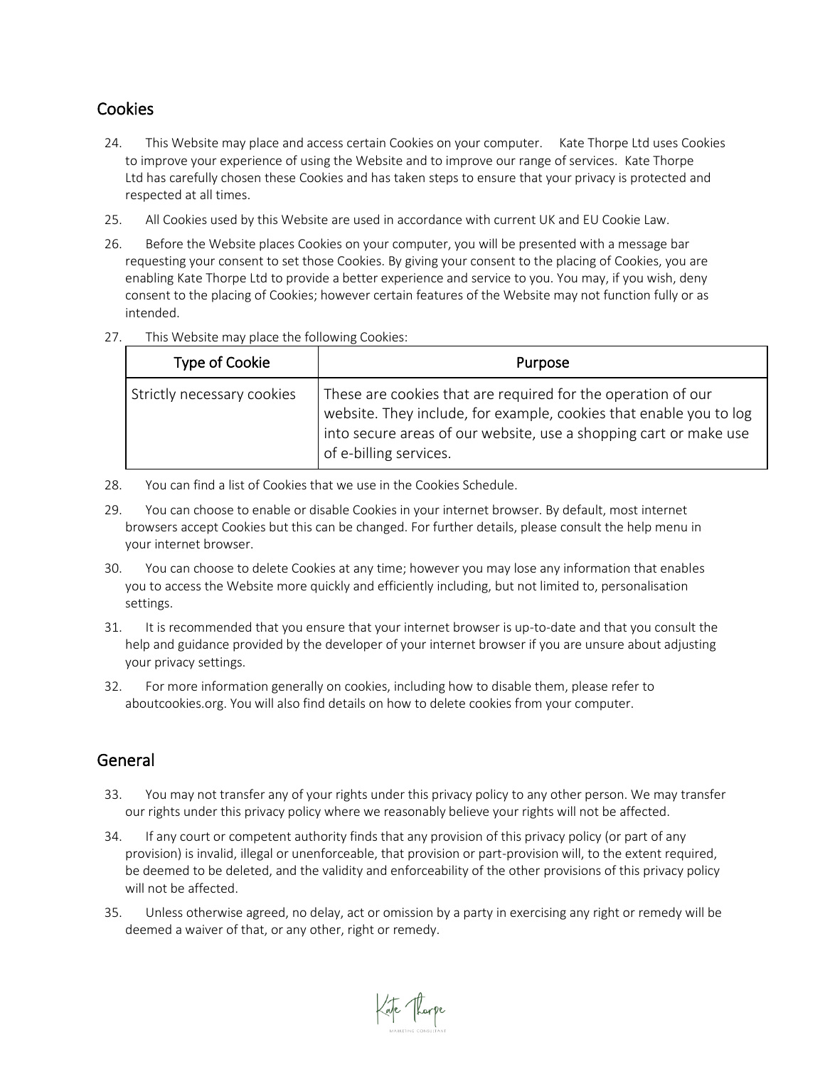## Cookies

24. This Website may place and access certain Cookies on your computer. Kate Thorpe Ltd uses Cookies to improve your experience of using the Website and to improve our range of services. Kate Thorpe Ltd has carefully chosen these Cookies and has taken steps to ensure that your privacy is protected and respected at all times.

25. All Cookies used by this Website are used in accordance with current UK and EU Cookie Law.

26. Before the Website places Cookies on your computer, you will be presented with a message bar requesting your consent to set those Cookies. By giving your consent to the placing of Cookies, you are enabling Kate Thorpe Ltd to provide a better experience and service to you. You may, if you wish, deny consent to the placing of Cookies; however certain features of the Website may not function fully or as intended.

27. This Website may place the following Cookies:

| Type of Cookie | Purpose |
| --- | --- |
| Strictly necessary cookies | These are cookies that are required for the operation of our website. They include, for example, cookies that enable you to log into secure areas of our website, use a shopping cart or make use of e-billing services. |

28. You can find a list of Cookies that we use in the Cookies Schedule.

29. You can choose to enable or disable Cookies in your internet browser. By default, most internet browsers accept Cookies but this can be changed. For further details, please consult the help menu in your internet browser.

30. You can choose to delete Cookies at any time; however you may lose any information that enables you to access the Website more quickly and efficiently including, but not limited to, personalisation settings.

31. It is recommended that you ensure that your internet browser is up-to-date and that you consult the help and guidance provided by the developer of your internet browser if you are unsure about adjusting your privacy settings.

32. For more information generally on cookies, including how to disable them, please refer to aboutcookies.org. You will also find details on how to delete cookies from your computer.

## General

33. You may not transfer any of your rights under this privacy policy to any other person. We may transfer our rights under this privacy policy where we reasonably believe your rights will not be affected.

34. If any court or competent authority finds that any provision of this privacy policy (or part of any provision) is invalid, illegal or unenforceable, that provision or part-provision will, to the extent required, be deemed to be deleted, and the validity and enforceability of the other provisions of this privacy policy will not be affected.

35. Unless otherwise agreed, no delay, act or omission by a party in exercising any right or remedy will be deemed a waiver of that, or any other, right or remedy.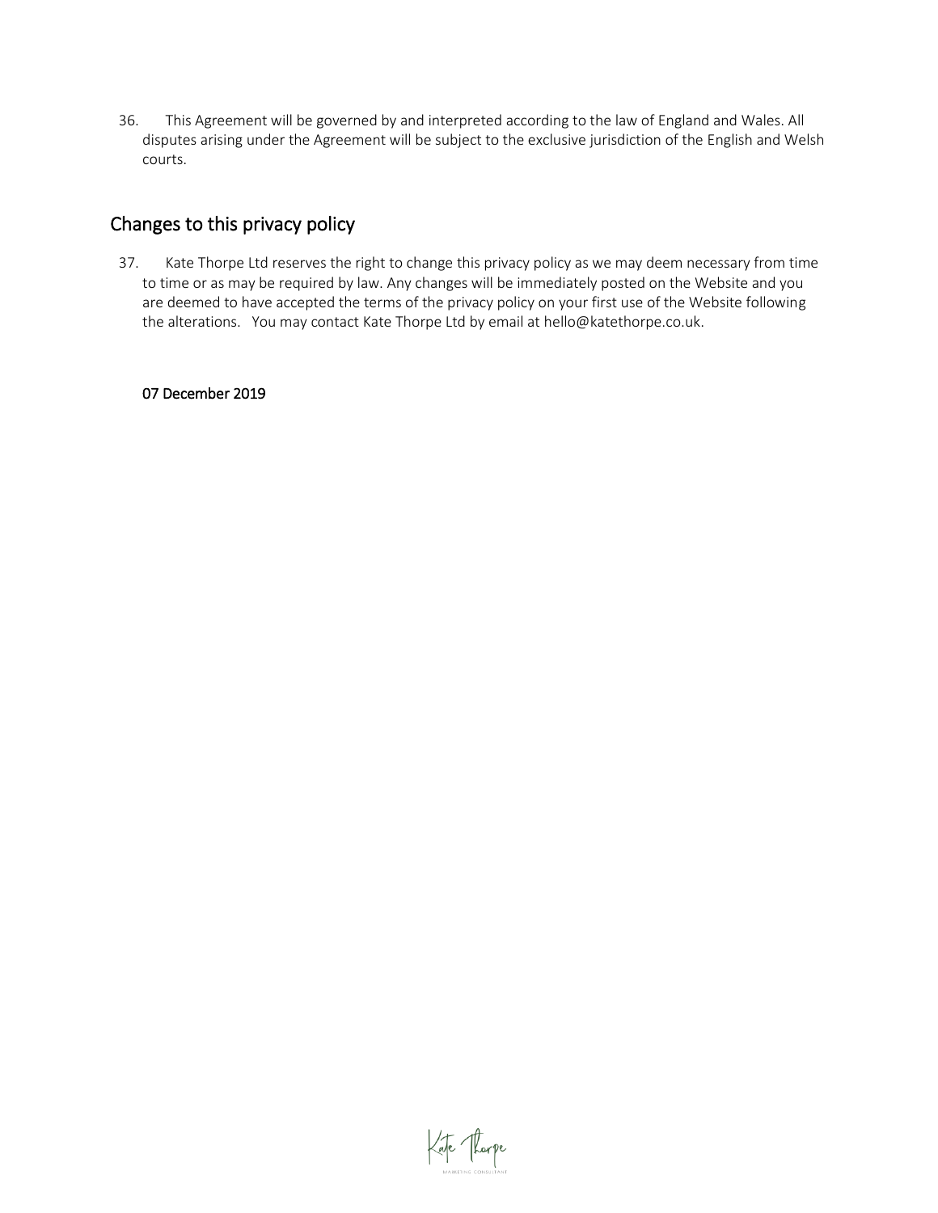36. This Agreement will be governed by and interpreted according to the law of England and Wales. All disputes arising under the Agreement will be subject to the exclusive jurisdiction of the English and Welsh courts.

## Changes to this privacy policy

37. Kate Thorpe Ltd reserves the right to change this privacy policy as we may deem necessary from time to time or as may be required by law. Any changes will be immediately posted on the Website and you are deemed to have accepted the terms of the privacy policy on your first use of the Website following the alterations. You may contact Kate Thorpe Ltd by email at hello@katethorpe.co.uk.

**07 December 2019**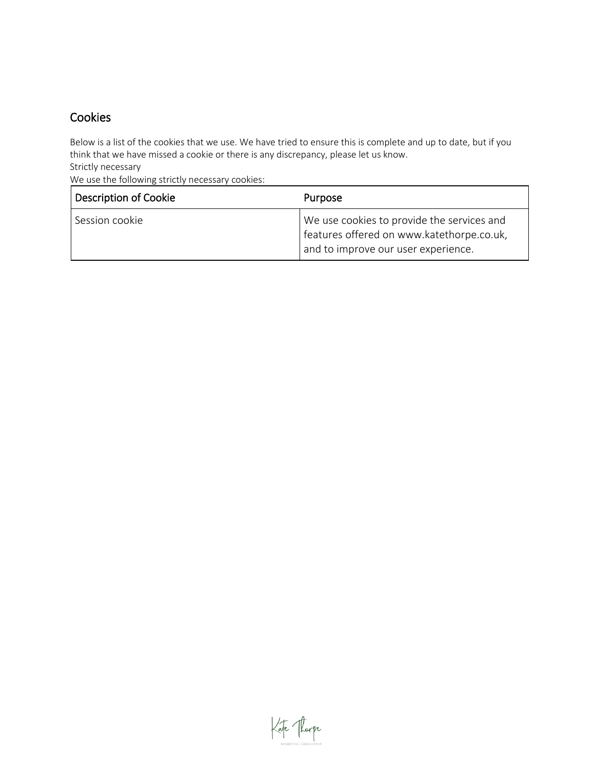## Cookies

Below is a list of the cookies that we use. We have tried to ensure this is complete and up to date, but if you think that we have missed a cookie or there is any discrepancy, please let us know.

Strictly necessary

We use the following strictly necessary cookies:

| Description of Cookie | Purpose |
| --- | --- |
| Session cookie | We use cookies to provide the services and features offered on www.katethorpe.co.uk, and to improve our user experience. |